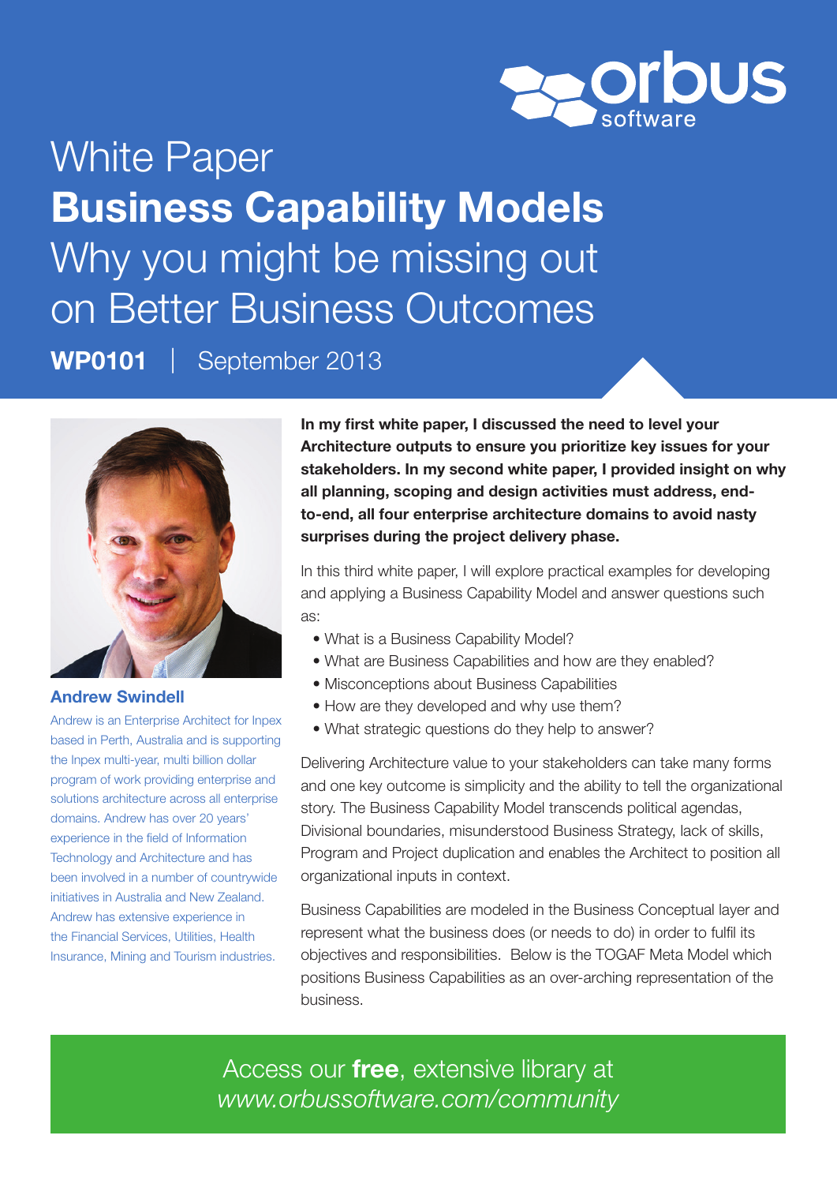orbus software

# White Paper
# **Business Capability Models**
## Why you might be missing out on Better Business Outcomes

**WP0101** | September 2013

### Andrew Swindell

Andrew is an Enterprise Architect for Inpex based in Perth, Australia and is supporting the Inpex multi-year, multi billion dollar program of work providing enterprise and solutions architecture across all enterprise domains. Andrew has over 20 years' experience in the field of Information Technology and Architecture and has been involved in a number of countrywide initiatives in Australia and New Zealand. Andrew has extensive experience in the Financial Services, Utilities, Health Insurance, Mining and Tourism industries.

**In my first white paper, I discussed the need to level your Architecture outputs to ensure you prioritize key issues for your stakeholders. In my second white paper, I provided insight on why all planning, scoping and design activities must address, end-to-end, all four enterprise architecture domains to avoid nasty surprises during the project delivery phase.**

In this third white paper, I will explore practical examples for developing and applying a Business Capability Model and answer questions such as:

- What is a Business Capability Model?
- What are Business Capabilities and how are they enabled?
- Misconceptions about Business Capabilities
- How are they developed and why use them?
- What strategic questions do they help to answer?

Delivering Architecture value to your stakeholders can take many forms and one key outcome is simplicity and the ability to tell the organizational story. The Business Capability Model transcends political agendas, Divisional boundaries, misunderstood Business Strategy, lack of skills, Program and Project duplication and enables the Architect to position all organizational inputs in context.

Business Capabilities are modeled in the Business Conceptual layer and represent what the business does (or needs to do) in order to fulfil its objectives and responsibilities. Below is the TOGAF Meta Model which positions Business Capabilities as an over-arching representation of the business.

Access our **free**, extensive library at *www.orbussoftware.com/community*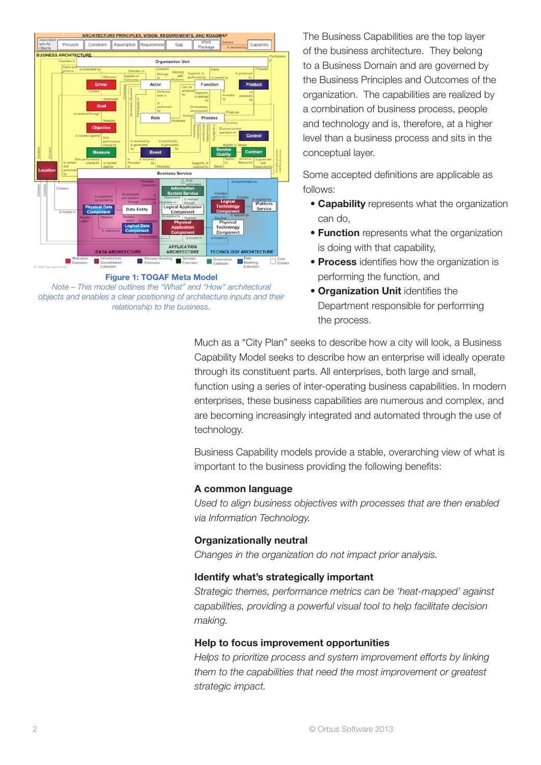Figure 1: TOGAF Meta Model

*Note – This model outlines the "What" and "How" architectural objects and enables a clear positioning of architecture inputs and their relationship to the business.*

The Business Capabilities are the top layer of the business architecture. They belong to a Business Domain and are governed by the Business Principles and Outcomes of the organization. The capabilities are realized by a combination of business process, people and technology and is, therefore, at a higher level than a business process and sits in the conceptual layer.

Some accepted definitions are applicable as follows:

- **Capability** represents what the organization can do,
- **Function** represents what the organization is doing with that capability,
- **Process** identifies how the organization is performing the function, and
- **Organization Unit** identifies the Department responsible for performing the process.

Much as a "City Plan" seeks to describe how a city will look, a Business Capability Model seeks to describe how an enterprise will ideally operate through its constituent parts. All enterprises, both large and small, function using a series of inter-operating business capabilities. In modern enterprises, these business capabilities are numerous and complex, and are becoming increasingly integrated and automated through the use of technology.

Business Capability models provide a stable, overarching view of what is important to the business providing the following benefits:

### A common language

*Used to align business objectives with processes that are then enabled via Information Technology.*

### Organizationally neutral

*Changes in the organization do not impact prior analysis.*

### Identify what's strategically important

*Strategic themes, performance metrics can be 'heat-mapped' against capabilities, providing a powerful visual tool to help facilitate decision making.*

### Help to focus improvement opportunities

*Helps to prioritize process and system improvement efforts by linking them to the capabilities that need the most improvement or greatest strategic impact.*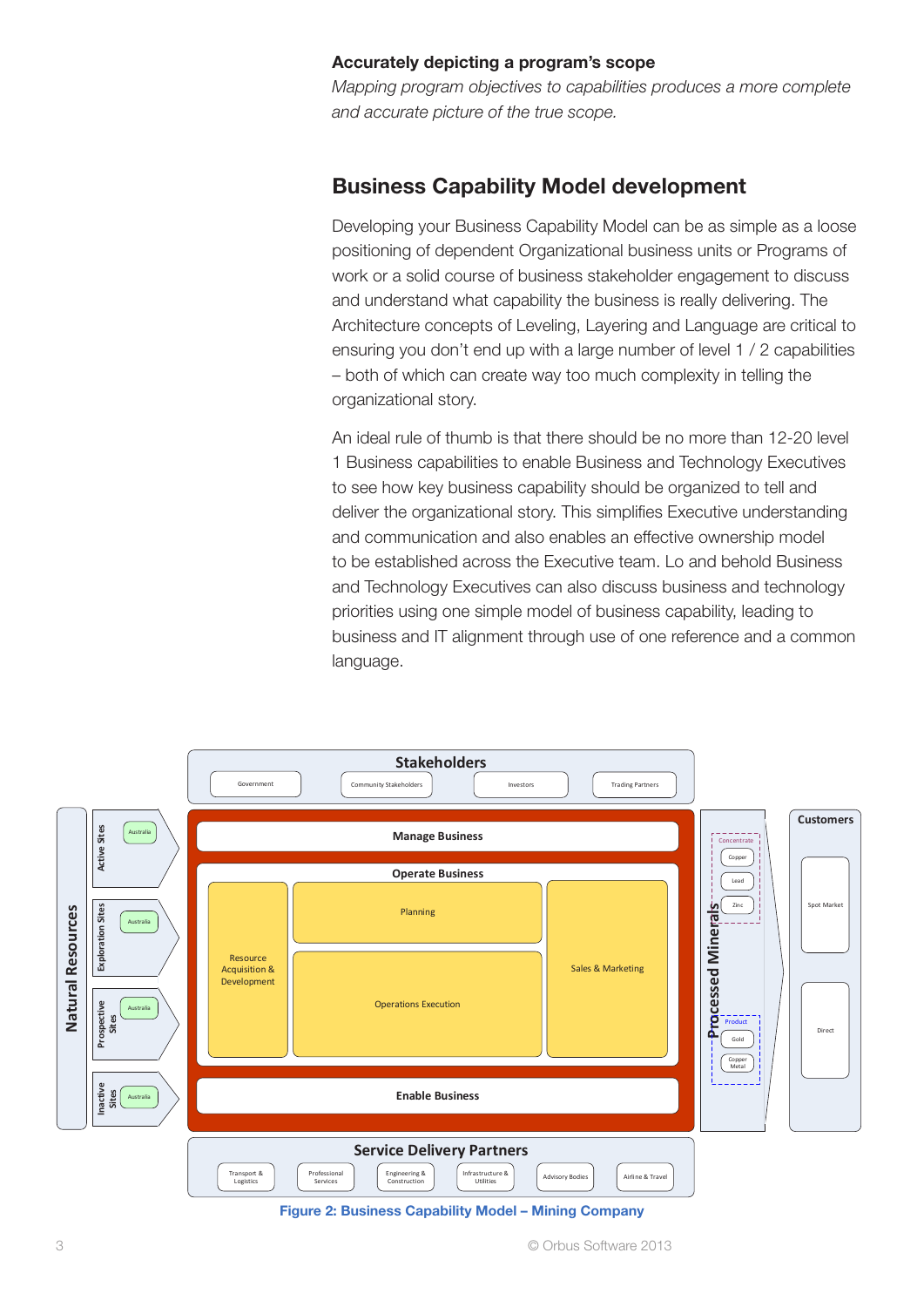**Accurately depicting a program's scope**

*Mapping program objectives to capabilities produces a more complete and accurate picture of the true scope.*

## Business Capability Model development

Developing your Business Capability Model can be as simple as a loose positioning of dependent Organizational business units or Programs of work or a solid course of business stakeholder engagement to discuss and understand what capability the business is really delivering. The Architecture concepts of Leveling, Layering and Language are critical to ensuring you don't end up with a large number of level 1 / 2 capabilities – both of which can create way too much complexity in telling the organizational story.

An ideal rule of thumb is that there should be no more than 12-20 level 1 Business capabilities to enable Business and Technology Executives to see how key business capability should be organized to tell and deliver the organizational story. This simplifies Executive understanding and communication and also enables an effective ownership model to be established across the Executive team. Lo and behold Business and Technology Executives can also discuss business and technology priorities using one simple model of business capability, leading to business and IT alignment through use of one reference and a common language.

**Stakeholders**: Government, Community Stakeholders, Investors, Trading Partners

**Natural Resources**: Active Sites (Australia), Exploration Sites (Australia), Prospective Sites (Australia), Inactive Sites (Australia)

**Manage Business**

**Operate Business**: Resource Acquisition & Development, Planning, Operations Execution, Sales & Marketing

**Enable Business**

**Processed Minerals**: Concentrate (Copper, Lead, Zinc); Product (Gold, Copper Metal)

**Customers**: Spot Market, Direct

**Service Delivery Partners**: Transport & Logistics, Professional Services, Engineering & Construction, Infrastructure & Utilities, Advisory Bodies, Airline & Travel

**Figure 2: Business Capability Model – Mining Company**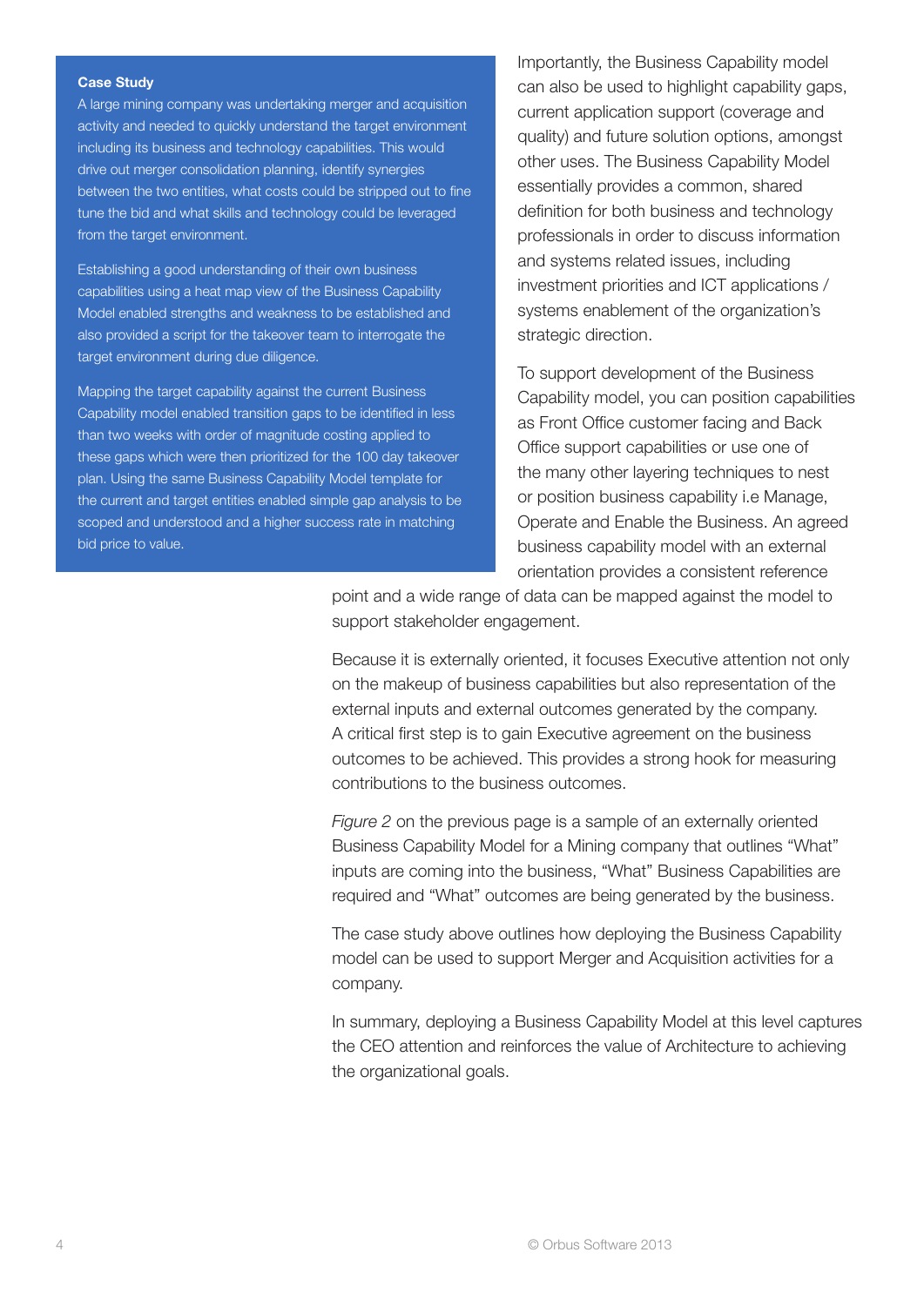**Case Study**

A large mining company was undertaking merger and acquisition activity and needed to quickly understand the target environment including its business and technology capabilities. This would drive out merger consolidation planning, identify synergies between the two entities, what costs could be stripped out to fine tune the bid and what skills and technology could be leveraged from the target environment.

Establishing a good understanding of their own business capabilities using a heat map view of the Business Capability Model enabled strengths and weakness to be established and also provided a script for the takeover team to interrogate the target environment during due diligence.

Mapping the target capability against the current Business Capability model enabled transition gaps to be identified in less than two weeks with order of magnitude costing applied to these gaps which were then prioritized for the 100 day takeover plan. Using the same Business Capability Model template for the current and target entities enabled simple gap analysis to be scoped and understood and a higher success rate in matching bid price to value.

Importantly, the Business Capability model can also be used to highlight capability gaps, current application support (coverage and quality) and future solution options, amongst other uses. The Business Capability Model essentially provides a common, shared definition for both business and technology professionals in order to discuss information and systems related issues, including investment priorities and ICT applications / systems enablement of the organization's strategic direction.

To support development of the Business Capability model, you can position capabilities as Front Office customer facing and Back Office support capabilities or use one of the many other layering techniques to nest or position business capability i.e Manage, Operate and Enable the Business. An agreed business capability model with an external orientation provides a consistent reference point and a wide range of data can be mapped against the model to support stakeholder engagement.

Because it is externally oriented, it focuses Executive attention not only on the makeup of business capabilities but also representation of the external inputs and external outcomes generated by the company. A critical first step is to gain Executive agreement on the business outcomes to be achieved. This provides a strong hook for measuring contributions to the business outcomes.

*Figure 2* on the previous page is a sample of an externally oriented Business Capability Model for a Mining company that outlines "What" inputs are coming into the business, "What" Business Capabilities are required and "What" outcomes are being generated by the business.

The case study above outlines how deploying the Business Capability model can be used to support Merger and Acquisition activities for a company.

In summary, deploying a Business Capability Model at this level captures the CEO attention and reinforces the value of Architecture to achieving the organizational goals.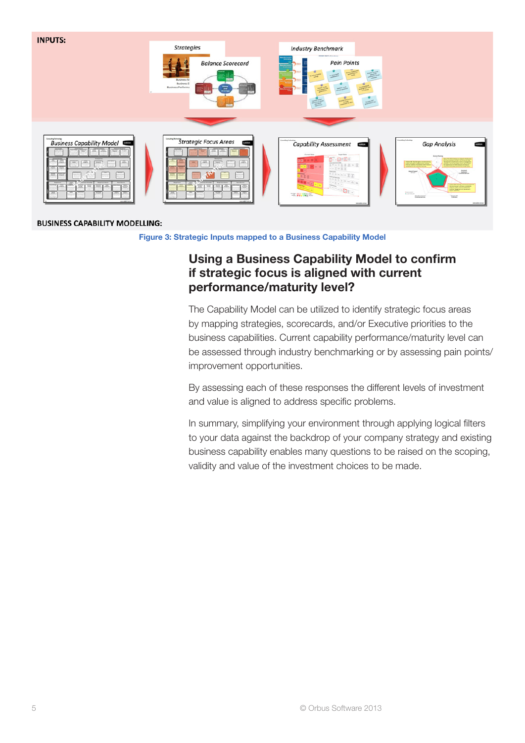INPUTS:

BUSINESS CAPABILITY MODELLING:

**Figure 3: Strategic Inputs mapped to a Business Capability Model**

## Using a Business Capability Model to confirm if strategic focus is aligned with current performance/maturity level?

The Capability Model can be utilized to identify strategic focus areas by mapping strategies, scorecards, and/or Executive priorities to the business capabilities. Current capability performance/maturity level can be assessed through industry benchmarking or by assessing pain points/ improvement opportunities.

By assessing each of these responses the different levels of investment and value is aligned to address specific problems.

In summary, simplifying your environment through applying logical filters to your data against the backdrop of your company strategy and existing business capability enables many questions to be raised on the scoping, validity and value of the investment choices to be made.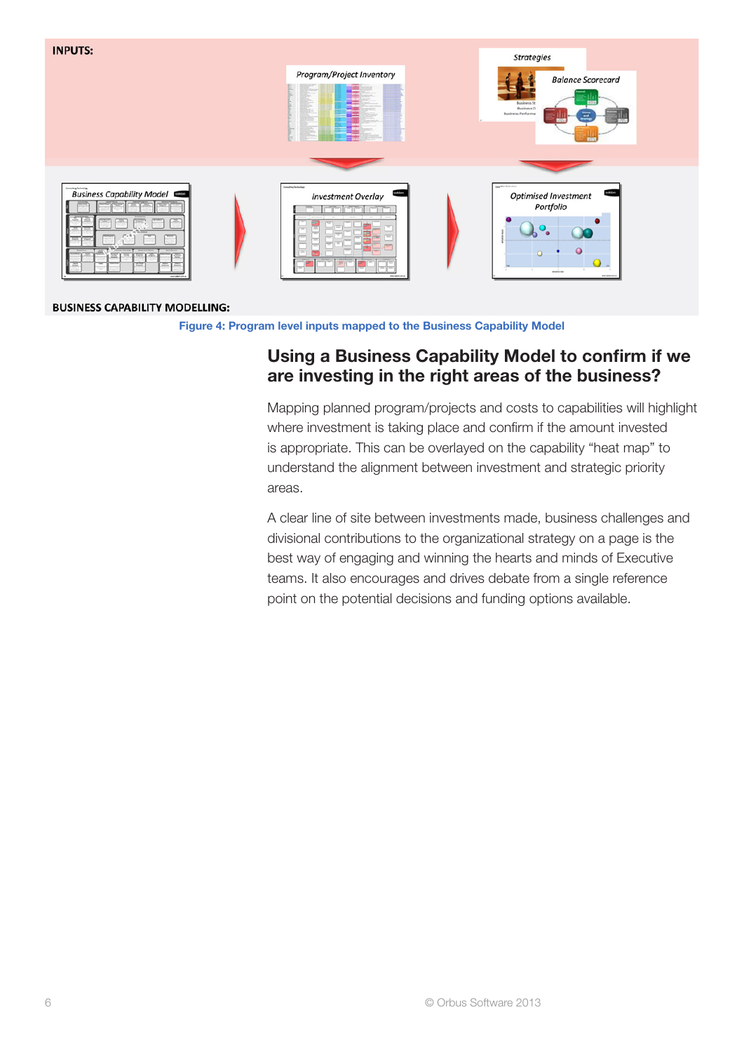INPUTS:

Program/Project Inventory

Strategies

Balance Scorecard

Business Capability Model

Investment Overlay

Optimised Investment Portfolio

BUSINESS CAPABILITY MODELLING:

Figure 4: Program level inputs mapped to the Business Capability Model

## Using a Business Capability Model to confirm if we are investing in the right areas of the business?

Mapping planned program/projects and costs to capabilities will highlight where investment is taking place and confirm if the amount invested is appropriate. This can be overlayed on the capability "heat map" to understand the alignment between investment and strategic priority areas.

A clear line of site between investments made, business challenges and divisional contributions to the organizational strategy on a page is the best way of engaging and winning the hearts and minds of Executive teams. It also encourages and drives debate from a single reference point on the potential decisions and funding options available.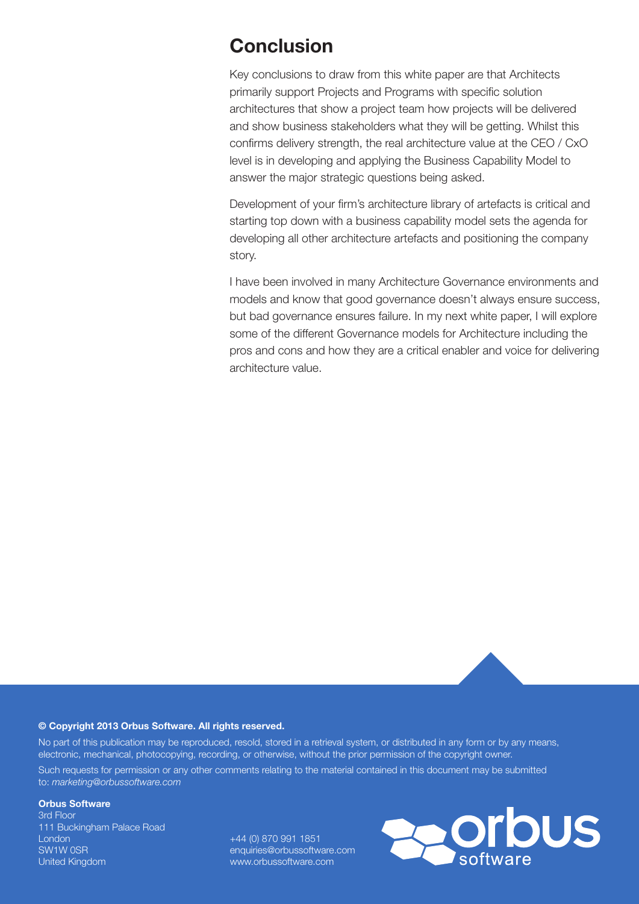## Conclusion

Key conclusions to draw from this white paper are that Architects primarily support Projects and Programs with specific solution architectures that show a project team how projects will be delivered and show business stakeholders what they will be getting. Whilst this confirms delivery strength, the real architecture value at the CEO / CxO level is in developing and applying the Business Capability Model to answer the major strategic questions being asked.

Development of your firm's architecture library of artefacts is critical and starting top down with a business capability model sets the agenda for developing all other architecture artefacts and positioning the company story.

I have been involved in many Architecture Governance environments and models and know that good governance doesn't always ensure success, but bad governance ensures failure. In my next white paper, I will explore some of the different Governance models for Architecture including the pros and cons and how they are a critical enabler and voice for delivering architecture value.

**© Copyright 2013 Orbus Software. All rights reserved.**

No part of this publication may be reproduced, resold, stored in a retrieval system, or distributed in any form or by any means, electronic, mechanical, photocopying, recording, or otherwise, without the prior permission of the copyright owner.

Such requests for permission or any other comments relating to the material contained in this document may be submitted to: *marketing@orbussoftware.com*

**Orbus Software**
3rd Floor
111 Buckingham Palace Road
London
SW1W 0SR
United Kingdom

+44 (0) 870 991 1851
enquiries@orbussoftware.com
www.orbussoftware.com